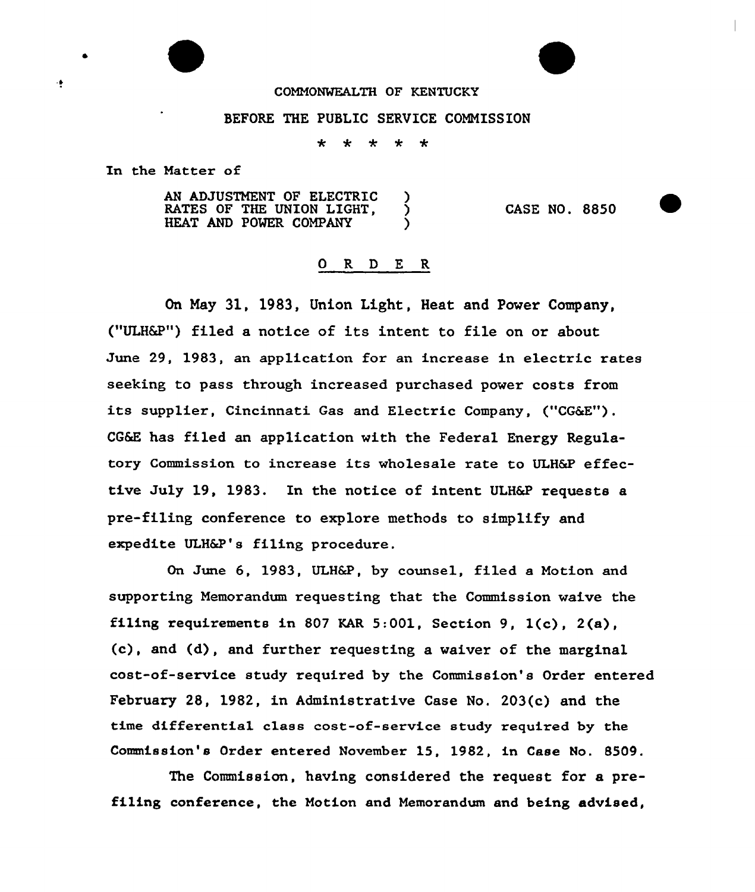COMMONWEALTH OF KENTUCKY

BEFORE THE PUBLIC SERVICE COMMISSION

\* \* \* \* \*

In the Matter of

AN ADJUSTMENT OF ELECTRIC RATES OF THE UNION LIGHT, HEAT AND POWER COMPANY ) CASE NO. 8850

## O R D E R

On May 31, 1983, Union Light, Heat and Power Company, ("ULH&P") filed a notice of its intent to file on or about June 29, 1983, an application for an increase in electric rates seeking to pass through increased purchased power costs from its supplier, Cincinnati Gas and Electric Company, ("CG&E"). CG&E has filed an application with the Federal Energy Regulatory Commission to increase its wholesale rate to ULH&P effective July 19, 1983. In the notice of intent ULH&P requests a pre-filing conference to explore methods to simplify and expedite ULH&P's filing procedure.

On June 6, 1983, ULH&P, by counsel, filed a Motion and supporting Memorandum requesting that the Commission waive the filing requirements in 807 KAR 5:001, Section 9, 1(c), 2(a), (c), and (d), and further requesting a waiver of the marginal cost-of-service study required by the Commission's Order entered February 28, 1982, in Administrative Case No. 203(c) and the time differential class cost-of-service study required by the Commission's Order entered November 15, 1982, in Case No. 8509.

The Commission, having considered the request for a pre-filing conference, the Motion and Memorandum and being advised,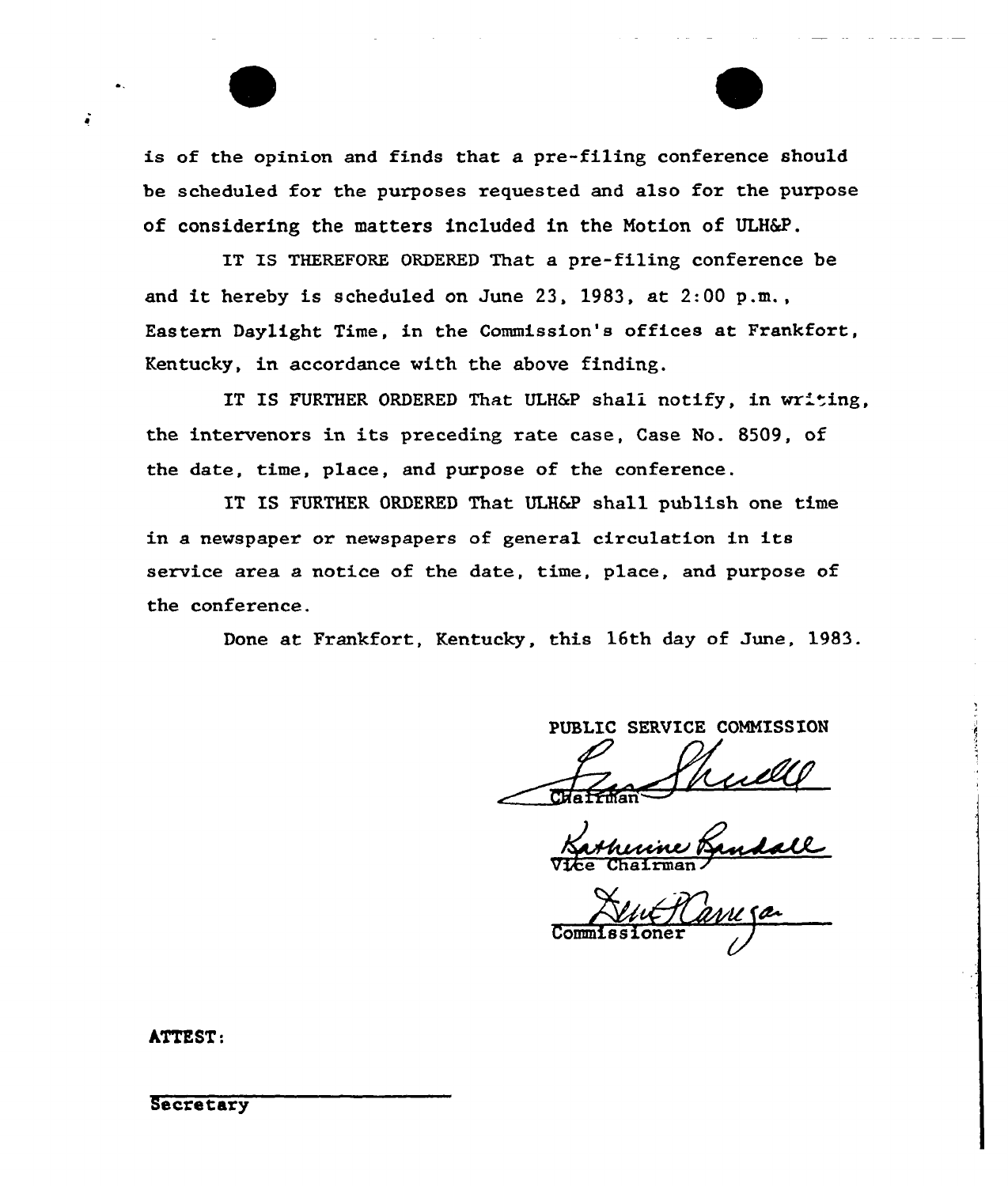is of the opinion and finds that a pre-filing conference should be scheduled for the purposes requested and also for the purpose of considering the matters included in the Motion of ULH&P.

IT IS THEREFORE ORDERED That a pre-filing conference be and it hereby is scheduled on June 23, 1983, at 2:00 p.m., Eastern Daylight Time, in the Commission's offices at Frankfort, Kentucky, in accordance with the above finding.

IT IS FURTHER ORDERED That ULH&P shall notify, in writing, the intervenors in its preceding rate case, Case No. 8509, of the date, time, place, and purpose of the conference.

IT IS FURTHER ORDERED That ULH&P shall publish one time in a newspaper or newspapers of general circulation in its service area a notice of the date, time, place, and purpose of the conference.

Done at Frankfort, Kentucky, this 16th day of June, 1983.

PUBLIC SERVICE COMMISSION

Chairman

Vice Chairman

Commissioner

ATTEST:

Secretary